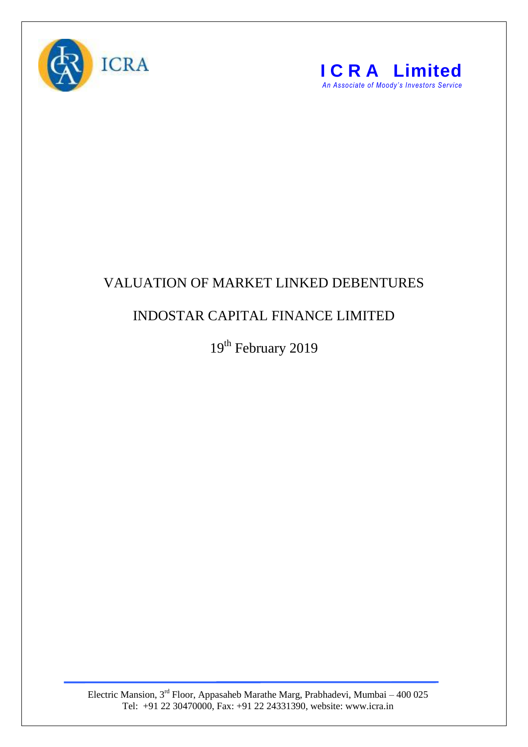ICRA

**I C R A Limited**
*An Associate of Moody's Investors Service*

# VALUATION OF MARKET LINKED DEBENTURES

## INDOSTAR CAPITAL FINANCE LIMITED

19th February 2019

Electric Mansion, 3rd Floor, Appasaheb Marathe Marg, Prabhadevi, Mumbai – 400 025
Tel: +91 22 30470000, Fax: +91 22 24331390, website: www.icra.in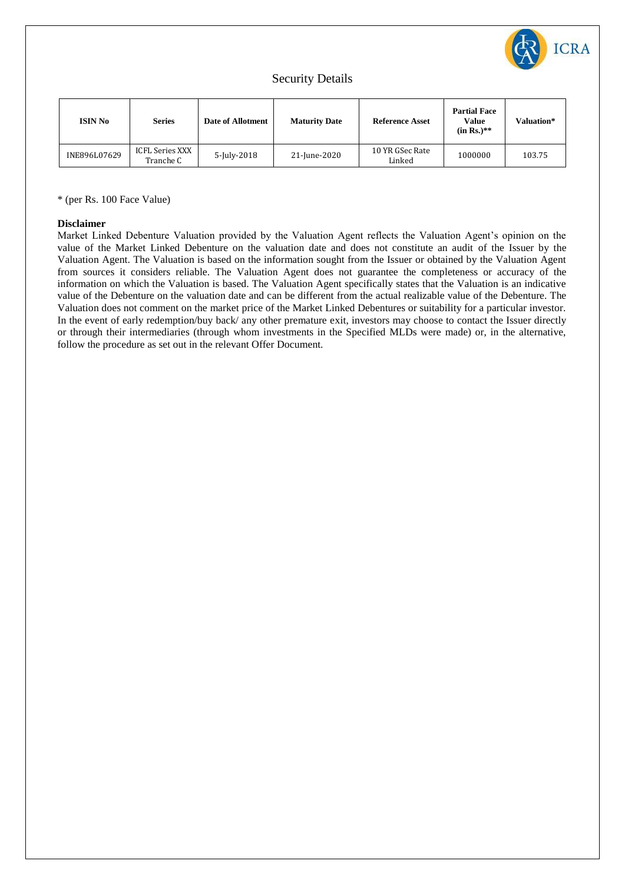## Security Details

| ISIN No | Series | Date of Allotment | Maturity Date | Reference Asset | Partial Face Value (in Rs.)** | Valuation* |
|---|---|---|---|---|---|---|
| INE896L07629 | ICFL Series XXX Tranche C | 5-July-2018 | 21-June-2020 | 10 YR GSec Rate Linked | 1000000 | 103.75 |

* (per Rs. 100 Face Value)

**Disclaimer**

Market Linked Debenture Valuation provided by the Valuation Agent reflects the Valuation Agent's opinion on the value of the Market Linked Debenture on the valuation date and does not constitute an audit of the Issuer by the Valuation Agent. The Valuation is based on the information sought from the Issuer or obtained by the Valuation Agent from sources it considers reliable. The Valuation Agent does not guarantee the completeness or accuracy of the information on which the Valuation is based. The Valuation Agent specifically states that the Valuation is an indicative value of the Debenture on the valuation date and can be different from the actual realizable value of the Debenture. The Valuation does not comment on the market price of the Market Linked Debentures or suitability for a particular investor. In the event of early redemption/buy back/ any other premature exit, investors may choose to contact the Issuer directly or through their intermediaries (through whom investments in the Specified MLDs were made) or, in the alternative, follow the procedure as set out in the relevant Offer Document.